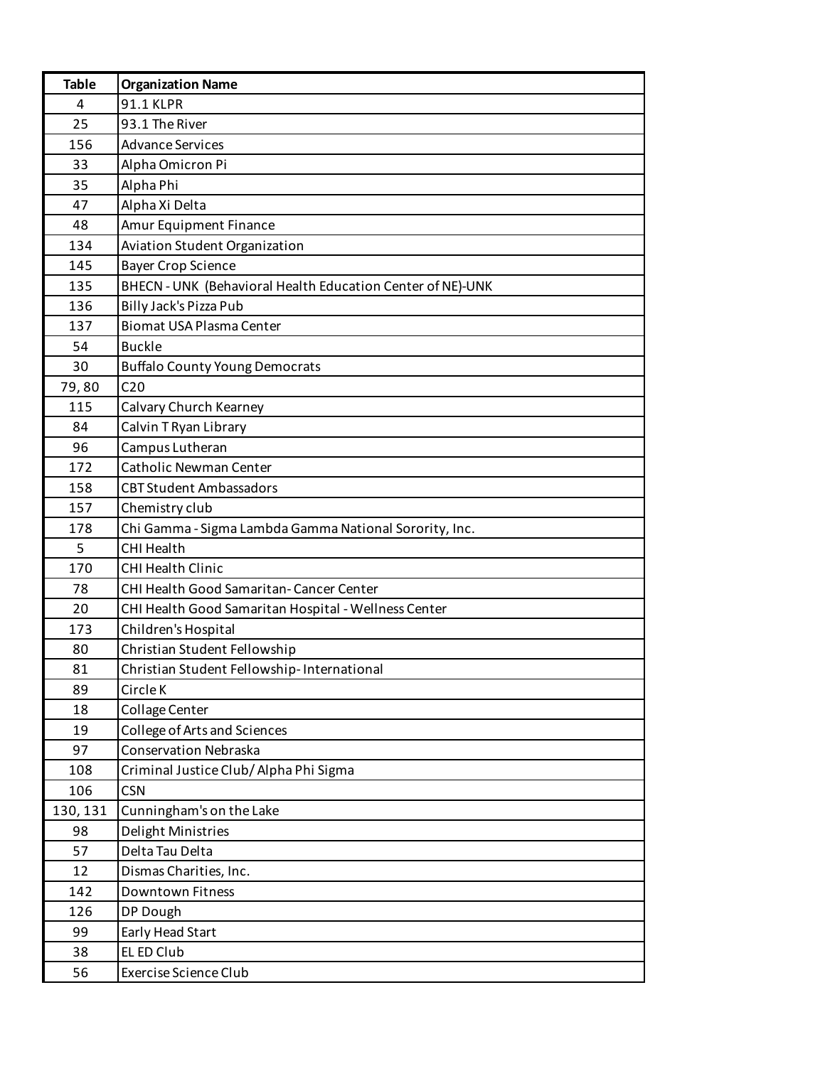| Table | Organization Name |
|---|---|
| 4 | 91.1 KLPR |
| 25 | 93.1 The River |
| 156 | Advance Services |
| 33 | Alpha Omicron Pi |
| 35 | Alpha Phi |
| 47 | Alpha Xi Delta |
| 48 | Amur Equipment Finance |
| 134 | Aviation Student Organization |
| 145 | Bayer Crop Science |
| 135 | BHECN - UNK (Behavioral Health Education Center of NE)-UNK |
| 136 | Billy Jack's Pizza Pub |
| 137 | Biomat USA Plasma Center |
| 54 | Buckle |
| 30 | Buffalo County Young Democrats |
| 79, 80 | C20 |
| 115 | Calvary Church Kearney |
| 84 | Calvin T Ryan Library |
| 96 | Campus Lutheran |
| 172 | Catholic Newman Center |
| 158 | CBT Student Ambassadors |
| 157 | Chemistry club |
| 178 | Chi Gamma - Sigma Lambda Gamma National Sorority, Inc. |
| 5 | CHI Health |
| 170 | CHI Health Clinic |
| 78 | CHI Health Good Samaritan- Cancer Center |
| 20 | CHI Health Good Samaritan Hospital - Wellness Center |
| 173 | Children's Hospital |
| 80 | Christian Student Fellowship |
| 81 | Christian Student Fellowship- International |
| 89 | Circle K |
| 18 | Collage Center |
| 19 | College of Arts and Sciences |
| 97 | Conservation Nebraska |
| 108 | Criminal Justice Club/ Alpha Phi Sigma |
| 106 | CSN |
| 130, 131 | Cunningham's on the Lake |
| 98 | Delight Ministries |
| 57 | Delta Tau Delta |
| 12 | Dismas Charities, Inc. |
| 142 | Downtown Fitness |
| 126 | DP Dough |
| 99 | Early Head Start |
| 38 | EL ED Club |
| 56 | Exercise Science Club |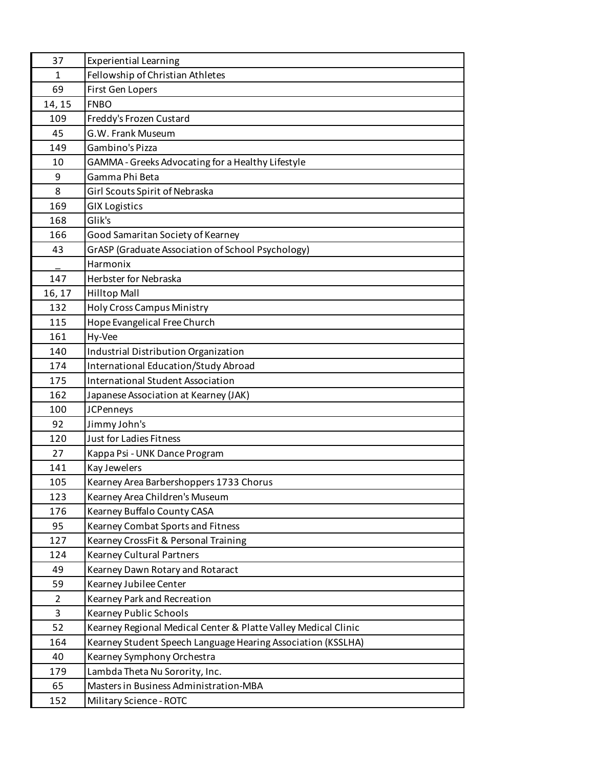| | |
|---|---|
| 37 | Experiential Learning |
| 1 | Fellowship of Christian Athletes |
| 69 | First Gen Lopers |
| 14, 15 | FNBO |
| 109 | Freddy's Frozen Custard |
| 45 | G.W. Frank Museum |
| 149 | Gambino's Pizza |
| 10 | GAMMA - Greeks Advocating for a Healthy Lifestyle |
| 9 | Gamma Phi Beta |
| 8 | Girl Scouts Spirit of Nebraska |
| 169 | GIX Logistics |
| 168 | Glik's |
| 166 | Good Samaritan Society of Kearney |
| 43 | GrASP (Graduate Association of School Psychology) |
| _ | Harmonix |
| 147 | Herbster for Nebraska |
| 16, 17 | Hilltop Mall |
| 132 | Holy Cross Campus Ministry |
| 115 | Hope Evangelical Free Church |
| 161 | Hy-Vee |
| 140 | Industrial Distribution Organization |
| 174 | International Education/Study Abroad |
| 175 | International Student Association |
| 162 | Japanese Association at Kearney (JAK) |
| 100 | JCPenneys |
| 92 | Jimmy John's |
| 120 | Just for Ladies Fitness |
| 27 | Kappa Psi - UNK Dance Program |
| 141 | Kay Jewelers |
| 105 | Kearney Area Barbershoppers 1733 Chorus |
| 123 | Kearney Area Children's Museum |
| 176 | Kearney Buffalo County CASA |
| 95 | Kearney Combat Sports and Fitness |
| 127 | Kearney CrossFit & Personal Training |
| 124 | Kearney Cultural Partners |
| 49 | Kearney Dawn Rotary and Rotaract |
| 59 | Kearney Jubilee Center |
| 2 | Kearney Park and Recreation |
| 3 | Kearney Public Schools |
| 52 | Kearney Regional Medical Center & Platte Valley Medical Clinic |
| 164 | Kearney Student Speech Language Hearing Association (KSSLHA) |
| 40 | Kearney Symphony Orchestra |
| 179 | Lambda Theta Nu Sorority, Inc. |
| 65 | Masters in Business Administration-MBA |
| 152 | Military Science - ROTC |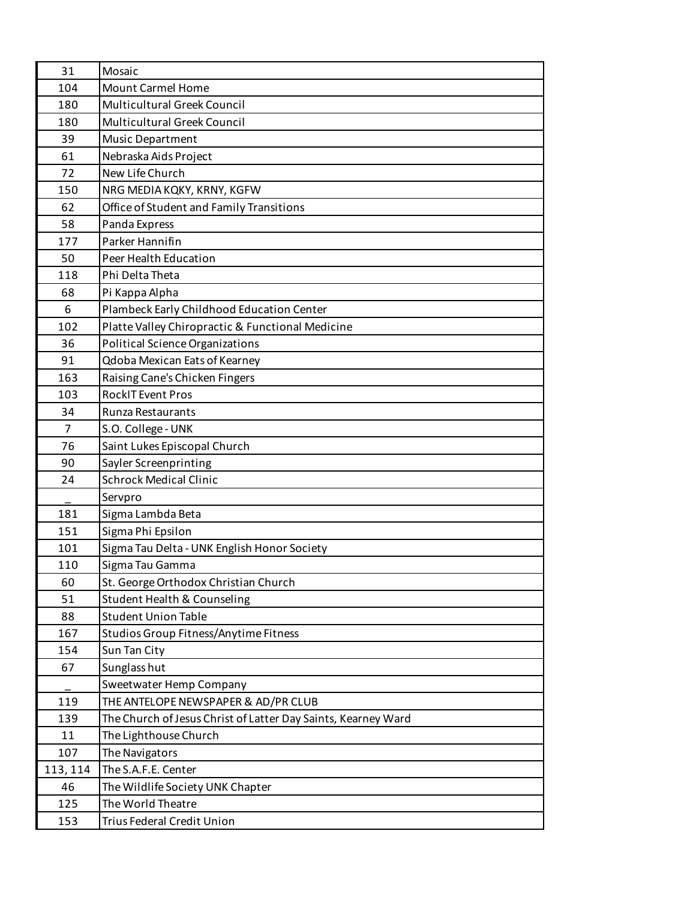| | |
|---|---|
| 31 | Mosaic |
| 104 | Mount Carmel Home |
| 180 | Multicultural Greek Council |
| 180 | Multicultural Greek Council |
| 39 | Music Department |
| 61 | Nebraska Aids Project |
| 72 | New Life Church |
| 150 | NRG MEDIA KQKY, KRNY, KGFW |
| 62 | Office of Student and Family Transitions |
| 58 | Panda Express |
| 177 | Parker Hannifin |
| 50 | Peer Health Education |
| 118 | Phi Delta Theta |
| 68 | Pi Kappa Alpha |
| 6 | Plambeck Early Childhood Education Center |
| 102 | Platte Valley Chiropractic & Functional Medicine |
| 36 | Political Science Organizations |
| 91 | Qdoba Mexican Eats of Kearney |
| 163 | Raising Cane's Chicken Fingers |
| 103 | RockIT Event Pros |
| 34 | Runza Restaurants |
| 7 | S.O. College - UNK |
| 76 | Saint Lukes Episcopal Church |
| 90 | Sayler Screenprinting |
| 24 | Schrock Medical Clinic |
| _ | Servpro |
| 181 | Sigma Lambda Beta |
| 151 | Sigma Phi Epsilon |
| 101 | Sigma Tau Delta - UNK English Honor Society |
| 110 | Sigma Tau Gamma |
| 60 | St. George Orthodox Christian Church |
| 51 | Student Health & Counseling |
| 88 | Student Union Table |
| 167 | Studios Group Fitness/Anytime Fitness |
| 154 | Sun Tan City |
| 67 | Sunglass hut |
| _ | Sweetwater Hemp Company |
| 119 | THE ANTELOPE NEWSPAPER & AD/PR CLUB |
| 139 | The Church of Jesus Christ of Latter Day Saints, Kearney Ward |
| 11 | The Lighthouse Church |
| 107 | The Navigators |
| 113, 114 | The S.A.F.E. Center |
| 46 | The Wildlife Society UNK Chapter |
| 125 | The World Theatre |
| 153 | Trius Federal Credit Union |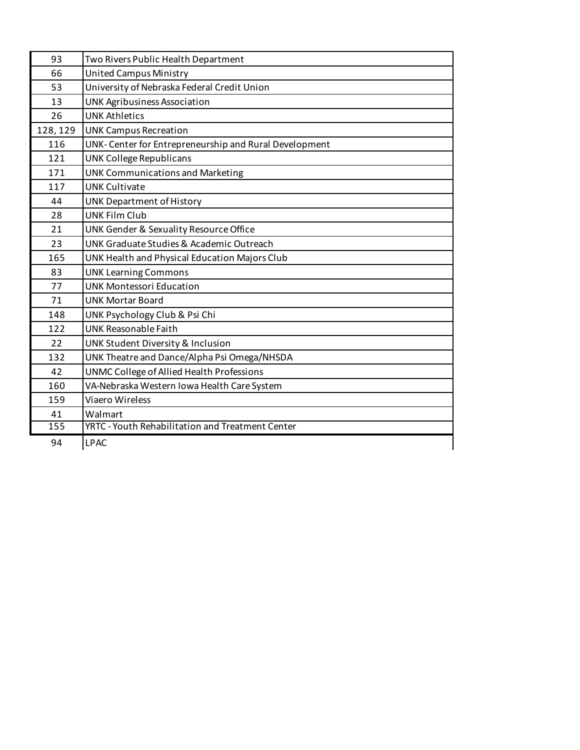| | |
|---|---|
| 93 | Two Rivers Public Health Department |
| 66 | United Campus Ministry |
| 53 | University of Nebraska Federal Credit Union |
| 13 | UNK Agribusiness Association |
| 26 | UNK Athletics |
| 128, 129 | UNK Campus Recreation |
| 116 | UNK- Center for Entrepreneurship and Rural Development |
| 121 | UNK College Republicans |
| 171 | UNK Communications and Marketing |
| 117 | UNK Cultivate |
| 44 | UNK Department of History |
| 28 | UNK Film Club |
| 21 | UNK Gender & Sexuality Resource Office |
| 23 | UNK Graduate Studies & Academic Outreach |
| 165 | UNK Health and Physical Education Majors Club |
| 83 | UNK Learning Commons |
| 77 | UNK Montessori Education |
| 71 | UNK Mortar Board |
| 148 | UNK Psychology Club & Psi Chi |
| 122 | UNK Reasonable Faith |
| 22 | UNK Student Diversity & Inclusion |
| 132 | UNK Theatre and Dance/Alpha Psi Omega/NHSDA |
| 42 | UNMC College of Allied Health Professions |
| 160 | VA-Nebraska Western Iowa Health Care System |
| 159 | Viaero Wireless |
| 41 | Walmart |
| 155 | YRTC - Youth Rehabilitation and Treatment Center |
| 94 | LPAC |